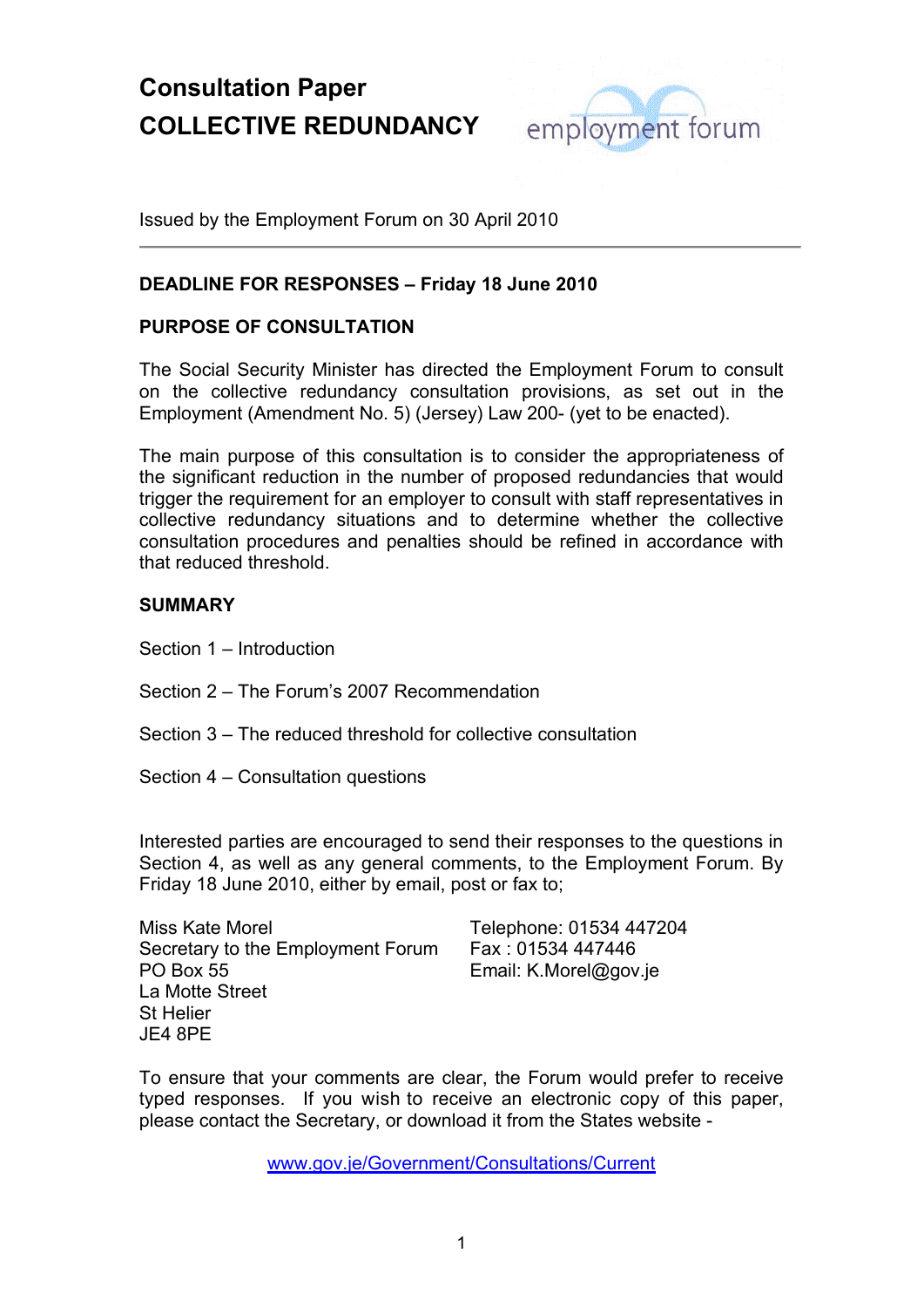# Consultation Paper
# COLLECTIVE REDUNDANCY

employment forum

Issued by the Employment Forum on 30 April 2010

---

**DEADLINE FOR RESPONSES – Friday 18 June 2010**

**PURPOSE OF CONSULTATION**

The Social Security Minister has directed the Employment Forum to consult on the collective redundancy consultation provisions, as set out in the Employment (Amendment No. 5) (Jersey) Law 200- (yet to be enacted).

The main purpose of this consultation is to consider the appropriateness of the significant reduction in the number of proposed redundancies that would trigger the requirement for an employer to consult with staff representatives in collective redundancy situations and to determine whether the collective consultation procedures and penalties should be refined in accordance with that reduced threshold.

**SUMMARY**

Section 1 – Introduction

Section 2 – The Forum's 2007 Recommendation

Section 3 – The reduced threshold for collective consultation

Section 4 – Consultation questions

Interested parties are encouraged to send their responses to the questions in Section 4, as well as any general comments, to the Employment Forum. By Friday 18 June 2010, either by email, post or fax to;

Miss Kate Morel
Secretary to the Employment Forum
PO Box 55
La Motte Street
St Helier
JE4 8PE

Telephone: 01534 447204
Fax : 01534 447446
Email: K.Morel@gov.je

To ensure that your comments are clear, the Forum would prefer to receive typed responses. If you wish to receive an electronic copy of this paper, please contact the Secretary, or download it from the States website -

www.gov.je/Government/Consultations/Current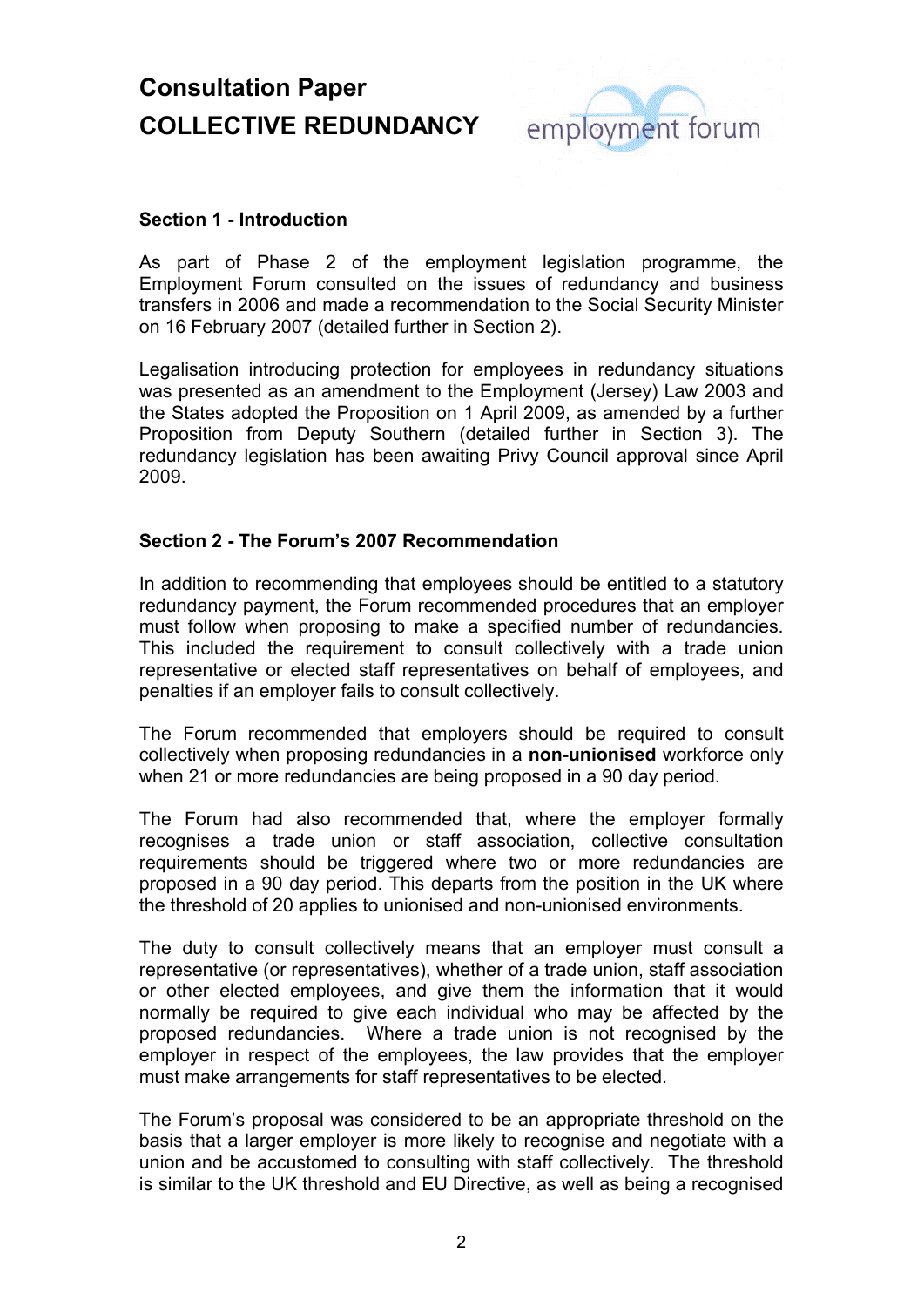# Consultation Paper
# COLLECTIVE REDUNDANCY

employment forum

### Section 1 - Introduction

As part of Phase 2 of the employment legislation programme, the Employment Forum consulted on the issues of redundancy and business transfers in 2006 and made a recommendation to the Social Security Minister on 16 February 2007 (detailed further in Section 2).

Legalisation introducing protection for employees in redundancy situations was presented as an amendment to the Employment (Jersey) Law 2003 and the States adopted the Proposition on 1 April 2009, as amended by a further Proposition from Deputy Southern (detailed further in Section 3). The redundancy legislation has been awaiting Privy Council approval since April 2009.

### Section 2 - The Forum's 2007 Recommendation

In addition to recommending that employees should be entitled to a statutory redundancy payment, the Forum recommended procedures that an employer must follow when proposing to make a specified number of redundancies. This included the requirement to consult collectively with a trade union representative or elected staff representatives on behalf of employees, and penalties if an employer fails to consult collectively.

The Forum recommended that employers should be required to consult collectively when proposing redundancies in a **non-unionised** workforce only when 21 or more redundancies are being proposed in a 90 day period.

The Forum had also recommended that, where the employer formally recognises a trade union or staff association, collective consultation requirements should be triggered where two or more redundancies are proposed in a 90 day period. This departs from the position in the UK where the threshold of 20 applies to unionised and non-unionised environments.

The duty to consult collectively means that an employer must consult a representative (or representatives), whether of a trade union, staff association or other elected employees, and give them the information that it would normally be required to give each individual who may be affected by the proposed redundancies. Where a trade union is not recognised by the employer in respect of the employees, the law provides that the employer must make arrangements for staff representatives to be elected.

The Forum's proposal was considered to be an appropriate threshold on the basis that a larger employer is more likely to recognise and negotiate with a union and be accustomed to consulting with staff collectively. The threshold is similar to the UK threshold and EU Directive, as well as being a recognised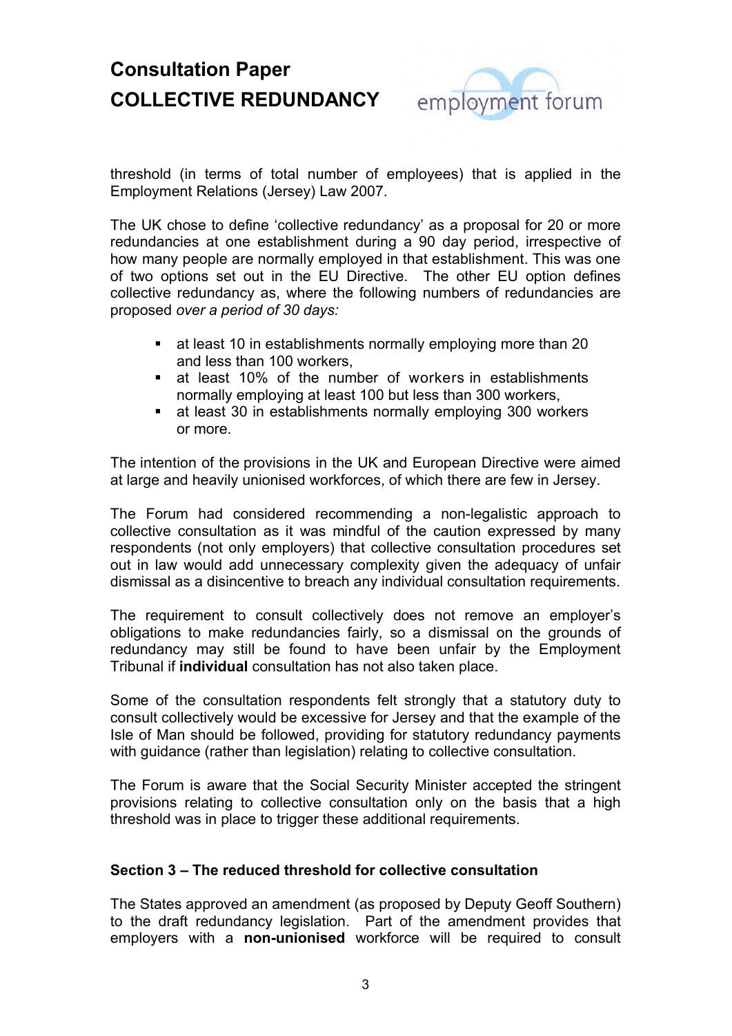threshold (in terms of total number of employees) that is applied in the Employment Relations (Jersey) Law 2007.

The UK chose to define 'collective redundancy' as a proposal for 20 or more redundancies at one establishment during a 90 day period, irrespective of how many people are normally employed in that establishment. This was one of two options set out in the EU Directive. The other EU option defines collective redundancy as, where the following numbers of redundancies are proposed *over a period of 30 days:*

- at least 10 in establishments normally employing more than 20 and less than 100 workers,
- at least 10% of the number of workers in establishments normally employing at least 100 but less than 300 workers,
- at least 30 in establishments normally employing 300 workers or more.

The intention of the provisions in the UK and European Directive were aimed at large and heavily unionised workforces, of which there are few in Jersey.

The Forum had considered recommending a non-legalistic approach to collective consultation as it was mindful of the caution expressed by many respondents (not only employers) that collective consultation procedures set out in law would add unnecessary complexity given the adequacy of unfair dismissal as a disincentive to breach any individual consultation requirements.

The requirement to consult collectively does not remove an employer's obligations to make redundancies fairly, so a dismissal on the grounds of redundancy may still be found to have been unfair by the Employment Tribunal if **individual** consultation has not also taken place.

Some of the consultation respondents felt strongly that a statutory duty to consult collectively would be excessive for Jersey and that the example of the Isle of Man should be followed, providing for statutory redundancy payments with guidance (rather than legislation) relating to collective consultation.

The Forum is aware that the Social Security Minister accepted the stringent provisions relating to collective consultation only on the basis that a high threshold was in place to trigger these additional requirements.

### Section 3 – The reduced threshold for collective consultation

The States approved an amendment (as proposed by Deputy Geoff Southern) to the draft redundancy legislation. Part of the amendment provides that employers with a **non-unionised** workforce will be required to consult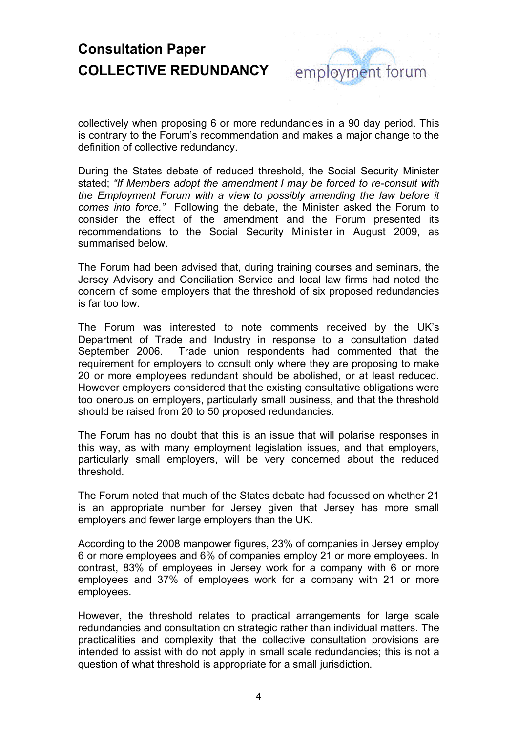collectively when proposing 6 or more redundancies in a 90 day period. This is contrary to the Forum's recommendation and makes a major change to the definition of collective redundancy.

During the States debate of reduced threshold, the Social Security Minister stated; *"If Members adopt the amendment I may be forced to re-consult with the Employment Forum with a view to possibly amending the law before it comes into force."* Following the debate, the Minister asked the Forum to consider the effect of the amendment and the Forum presented its recommendations to the Social Security Minister in August 2009, as summarised below.

The Forum had been advised that, during training courses and seminars, the Jersey Advisory and Conciliation Service and local law firms had noted the concern of some employers that the threshold of six proposed redundancies is far too low.

The Forum was interested to note comments received by the UK's Department of Trade and Industry in response to a consultation dated September 2006. Trade union respondents had commented that the requirement for employers to consult only where they are proposing to make 20 or more employees redundant should be abolished, or at least reduced. However employers considered that the existing consultative obligations were too onerous on employers, particularly small business, and that the threshold should be raised from 20 to 50 proposed redundancies.

The Forum has no doubt that this is an issue that will polarise responses in this way, as with many employment legislation issues, and that employers, particularly small employers, will be very concerned about the reduced threshold.

The Forum noted that much of the States debate had focussed on whether 21 is an appropriate number for Jersey given that Jersey has more small employers and fewer large employers than the UK.

According to the 2008 manpower figures, 23% of companies in Jersey employ 6 or more employees and 6% of companies employ 21 or more employees. In contrast, 83% of employees in Jersey work for a company with 6 or more employees and 37% of employees work for a company with 21 or more employees.

However, the threshold relates to practical arrangements for large scale redundancies and consultation on strategic rather than individual matters. The practicalities and complexity that the collective consultation provisions are intended to assist with do not apply in small scale redundancies; this is not a question of what threshold is appropriate for a small jurisdiction.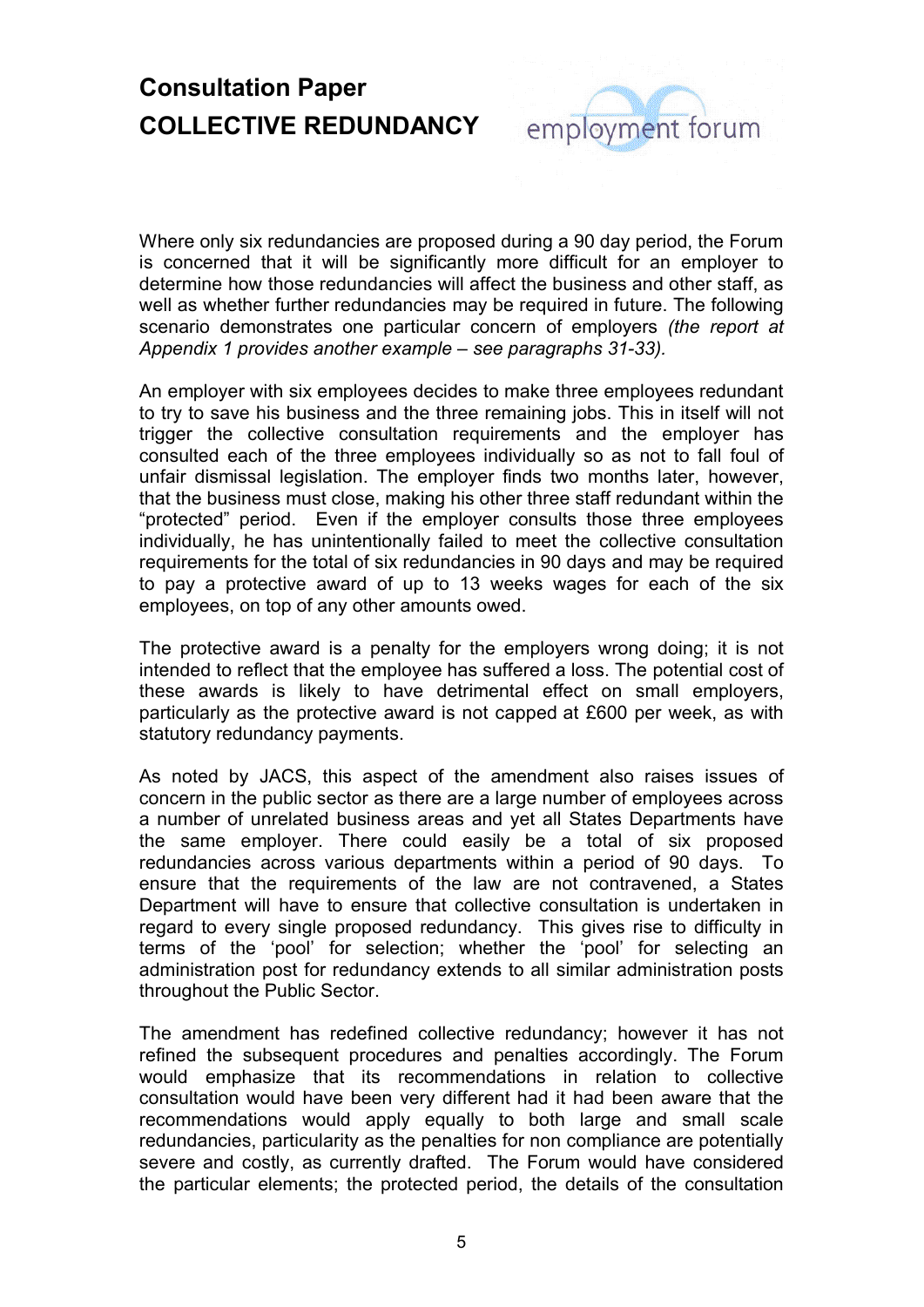Where only six redundancies are proposed during a 90 day period, the Forum is concerned that it will be significantly more difficult for an employer to determine how those redundancies will affect the business and other staff, as well as whether further redundancies may be required in future. The following scenario demonstrates one particular concern of employers *(the report at Appendix 1 provides another example – see paragraphs 31-33).*

An employer with six employees decides to make three employees redundant to try to save his business and the three remaining jobs. This in itself will not trigger the collective consultation requirements and the employer has consulted each of the three employees individually so as not to fall foul of unfair dismissal legislation. The employer finds two months later, however, that the business must close, making his other three staff redundant within the "protected" period. Even if the employer consults those three employees individually, he has unintentionally failed to meet the collective consultation requirements for the total of six redundancies in 90 days and may be required to pay a protective award of up to 13 weeks wages for each of the six employees, on top of any other amounts owed.

The protective award is a penalty for the employers wrong doing; it is not intended to reflect that the employee has suffered a loss. The potential cost of these awards is likely to have detrimental effect on small employers, particularly as the protective award is not capped at £600 per week, as with statutory redundancy payments.

As noted by JACS, this aspect of the amendment also raises issues of concern in the public sector as there are a large number of employees across a number of unrelated business areas and yet all States Departments have the same employer. There could easily be a total of six proposed redundancies across various departments within a period of 90 days. To ensure that the requirements of the law are not contravened, a States Department will have to ensure that collective consultation is undertaken in regard to every single proposed redundancy. This gives rise to difficulty in terms of the 'pool' for selection; whether the 'pool' for selecting an administration post for redundancy extends to all similar administration posts throughout the Public Sector.

The amendment has redefined collective redundancy; however it has not refined the subsequent procedures and penalties accordingly. The Forum would emphasize that its recommendations in relation to collective consultation would have been very different had it had been aware that the recommendations would apply equally to both large and small scale redundancies, particularity as the penalties for non compliance are potentially severe and costly, as currently drafted. The Forum would have considered the particular elements; the protected period, the details of the consultation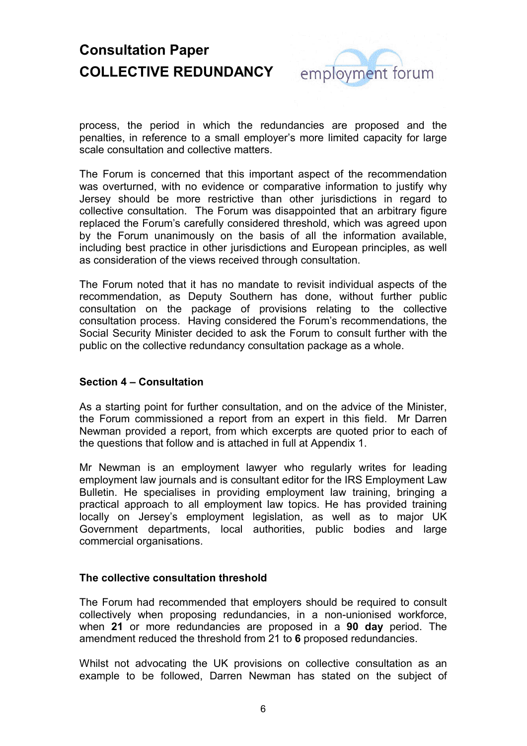process, the period in which the redundancies are proposed and the penalties, in reference to a small employer's more limited capacity for large scale consultation and collective matters.

The Forum is concerned that this important aspect of the recommendation was overturned, with no evidence or comparative information to justify why Jersey should be more restrictive than other jurisdictions in regard to collective consultation. The Forum was disappointed that an arbitrary figure replaced the Forum's carefully considered threshold, which was agreed upon by the Forum unanimously on the basis of all the information available, including best practice in other jurisdictions and European principles, as well as consideration of the views received through consultation.

The Forum noted that it has no mandate to revisit individual aspects of the recommendation, as Deputy Southern has done, without further public consultation on the package of provisions relating to the collective consultation process. Having considered the Forum's recommendations, the Social Security Minister decided to ask the Forum to consult further with the public on the collective redundancy consultation package as a whole.

## Section 4 – Consultation

As a starting point for further consultation, and on the advice of the Minister, the Forum commissioned a report from an expert in this field. Mr Darren Newman provided a report, from which excerpts are quoted prior to each of the questions that follow and is attached in full at Appendix 1.

Mr Newman is an employment lawyer who regularly writes for leading employment law journals and is consultant editor for the IRS Employment Law Bulletin. He specialises in providing employment law training, bringing a practical approach to all employment law topics. He has provided training locally on Jersey's employment legislation, as well as to major UK Government departments, local authorities, public bodies and large commercial organisations.

### The collective consultation threshold

The Forum had recommended that employers should be required to consult collectively when proposing redundancies, in a non-unionised workforce, when **21** or more redundancies are proposed in a **90 day** period. The amendment reduced the threshold from 21 to **6** proposed redundancies.

Whilst not advocating the UK provisions on collective consultation as an example to be followed, Darren Newman has stated on the subject of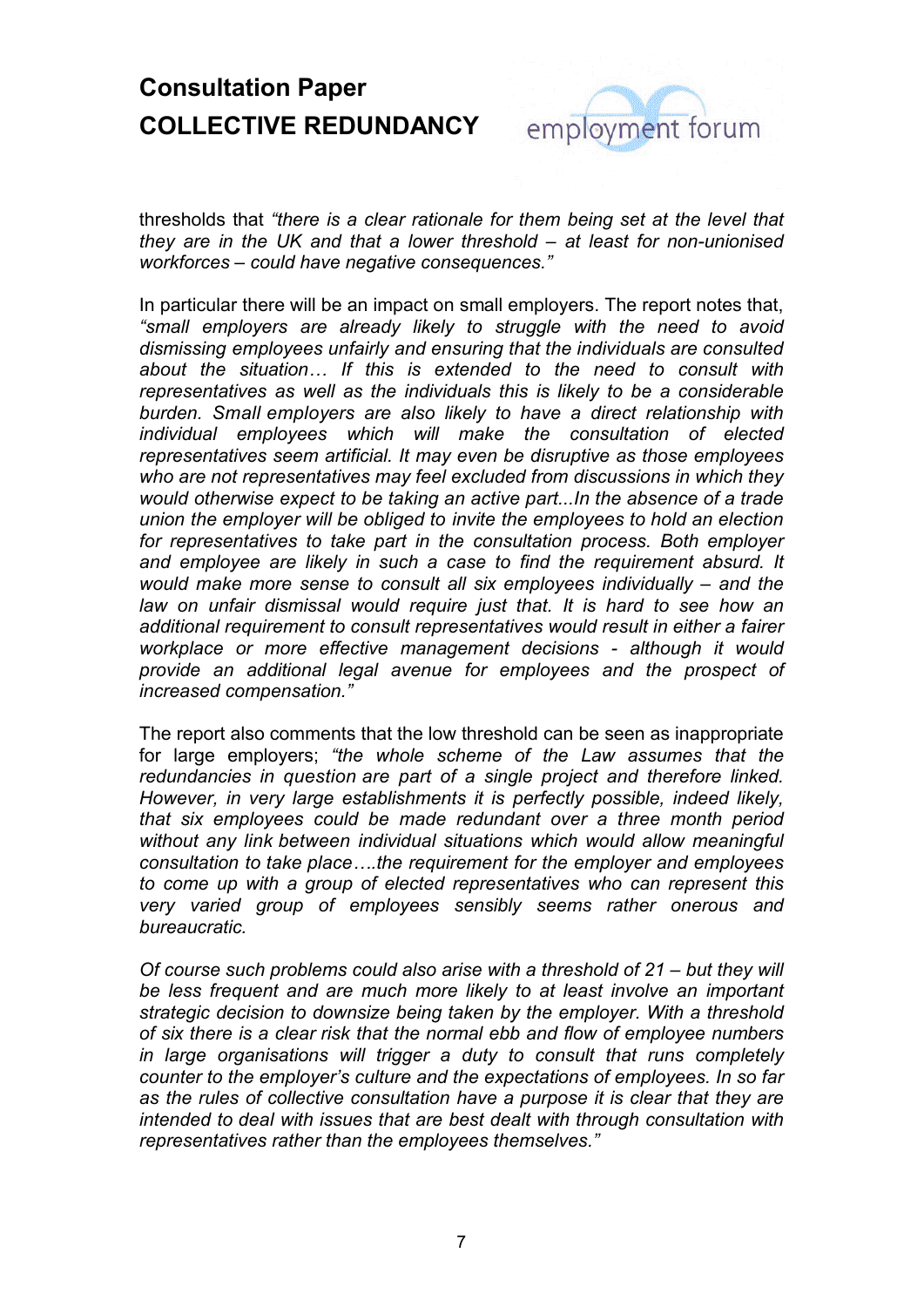thresholds that *"there is a clear rationale for them being set at the level that they are in the UK and that a lower threshold – at least for non-unionised workforces – could have negative consequences."*

In particular there will be an impact on small employers. The report notes that, *"small employers are already likely to struggle with the need to avoid dismissing employees unfairly and ensuring that the individuals are consulted about the situation… If this is extended to the need to consult with representatives as well as the individuals this is likely to be a considerable burden. Small employers are also likely to have a direct relationship with individual employees which will make the consultation of elected representatives seem artificial. It may even be disruptive as those employees who are not representatives may feel excluded from discussions in which they would otherwise expect to be taking an active part...In the absence of a trade union the employer will be obliged to invite the employees to hold an election for representatives to take part in the consultation process. Both employer and employee are likely in such a case to find the requirement absurd. It would make more sense to consult all six employees individually – and the law on unfair dismissal would require just that. It is hard to see how an additional requirement to consult representatives would result in either a fairer workplace or more effective management decisions - although it would provide an additional legal avenue for employees and the prospect of increased compensation."*

The report also comments that the low threshold can be seen as inappropriate for large employers; *"the whole scheme of the Law assumes that the redundancies in question are part of a single project and therefore linked. However, in very large establishments it is perfectly possible, indeed likely, that six employees could be made redundant over a three month period without any link between individual situations which would allow meaningful consultation to take place….the requirement for the employer and employees to come up with a group of elected representatives who can represent this very varied group of employees sensibly seems rather onerous and bureaucratic.*

*Of course such problems could also arise with a threshold of 21 – but they will be less frequent and are much more likely to at least involve an important strategic decision to downsize being taken by the employer. With a threshold of six there is a clear risk that the normal ebb and flow of employee numbers in large organisations will trigger a duty to consult that runs completely counter to the employer's culture and the expectations of employees. In so far as the rules of collective consultation have a purpose it is clear that they are intended to deal with issues that are best dealt with through consultation with representatives rather than the employees themselves."*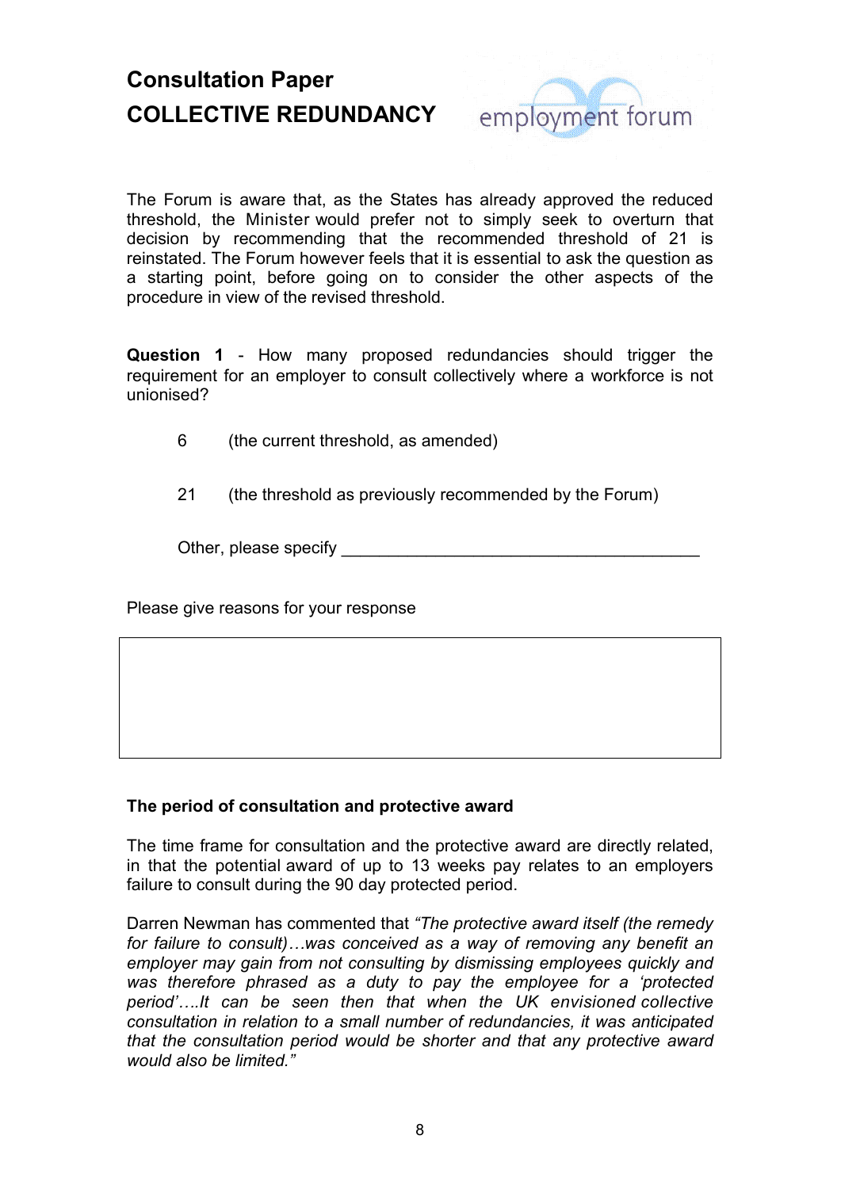# Consultation Paper
# COLLECTIVE REDUNDANCY

The Forum is aware that, as the States has already approved the reduced threshold, the Minister would prefer not to simply seek to overturn that decision by recommending that the recommended threshold of 21 is reinstated. The Forum however feels that it is essential to ask the question as a starting point, before going on to consider the other aspects of the procedure in view of the revised threshold.

**Question 1** - How many proposed redundancies should trigger the requirement for an employer to consult collectively where a workforce is not unionised?

6 (the current threshold, as amended)

21 (the threshold as previously recommended by the Forum)

Other, please specify ________________________________________

Please give reasons for your response

|   |
|---|
|   |

**The period of consultation and protective award**

The time frame for consultation and the protective award are directly related, in that the potential award of up to 13 weeks pay relates to an employers failure to consult during the 90 day protected period.

Darren Newman has commented that *"The protective award itself (the remedy for failure to consult)…was conceived as a way of removing any benefit an employer may gain from not consulting by dismissing employees quickly and was therefore phrased as a duty to pay the employee for a 'protected period'….It can be seen then that the UK envisioned collective consultation in relation to a small number of redundancies, it was anticipated that the consultation period would be shorter and that any protective award would also be limited."*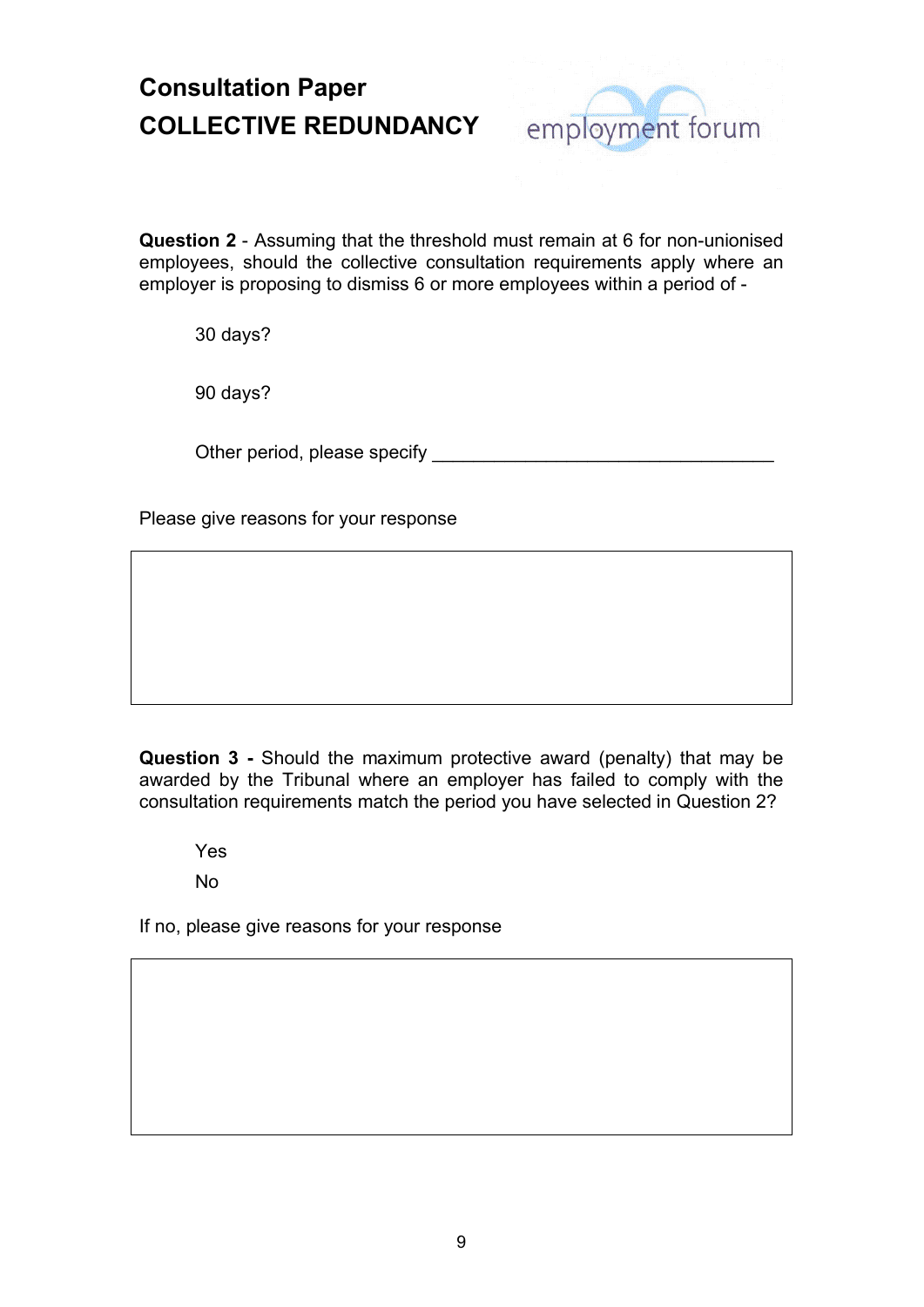**Question 2** - Assuming that the threshold must remain at 6 for non-unionised employees, should the collective consultation requirements apply where an employer is proposing to dismiss 6 or more employees within a period of -

30 days?

90 days?

Other period, please specify \_\_\_\_\_\_\_\_\_\_\_\_\_\_\_\_\_\_\_\_\_\_\_\_\_\_\_\_\_\_\_\_\_\_

Please give reasons for your response

|  |
| --- |
|  |

**Question 3 -** Should the maximum protective award (penalty) that may be awarded by the Tribunal where an employer has failed to comply with the consultation requirements match the period you have selected in Question 2?

Yes

No

If no, please give reasons for your response

|  |
| --- |
|  |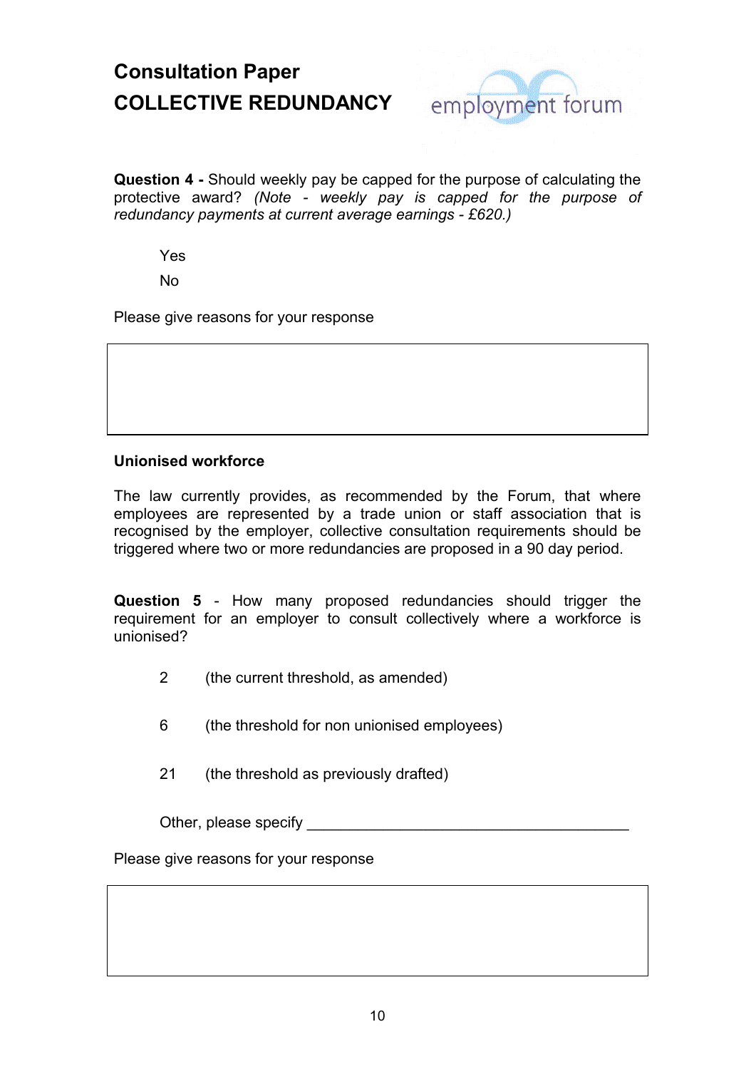**Question 4 -** Should weekly pay be capped for the purpose of calculating the protective award? *(Note - weekly pay is capped for the purpose of redundancy payments at current average earnings - £620.)*

Yes

No

Please give reasons for your response

**Unionised workforce**

The law currently provides, as recommended by the Forum, that where employees are represented by a trade union or staff association that is recognised by the employer, collective consultation requirements should be triggered where two or more redundancies are proposed in a 90 day period.

**Question 5** - How many proposed redundancies should trigger the requirement for an employer to consult collectively where a workforce is unionised?

2 (the current threshold, as amended)

6 (the threshold for non unionised employees)

21 (the threshold as previously drafted)

Other, please specify ______________________________________

Please give reasons for your response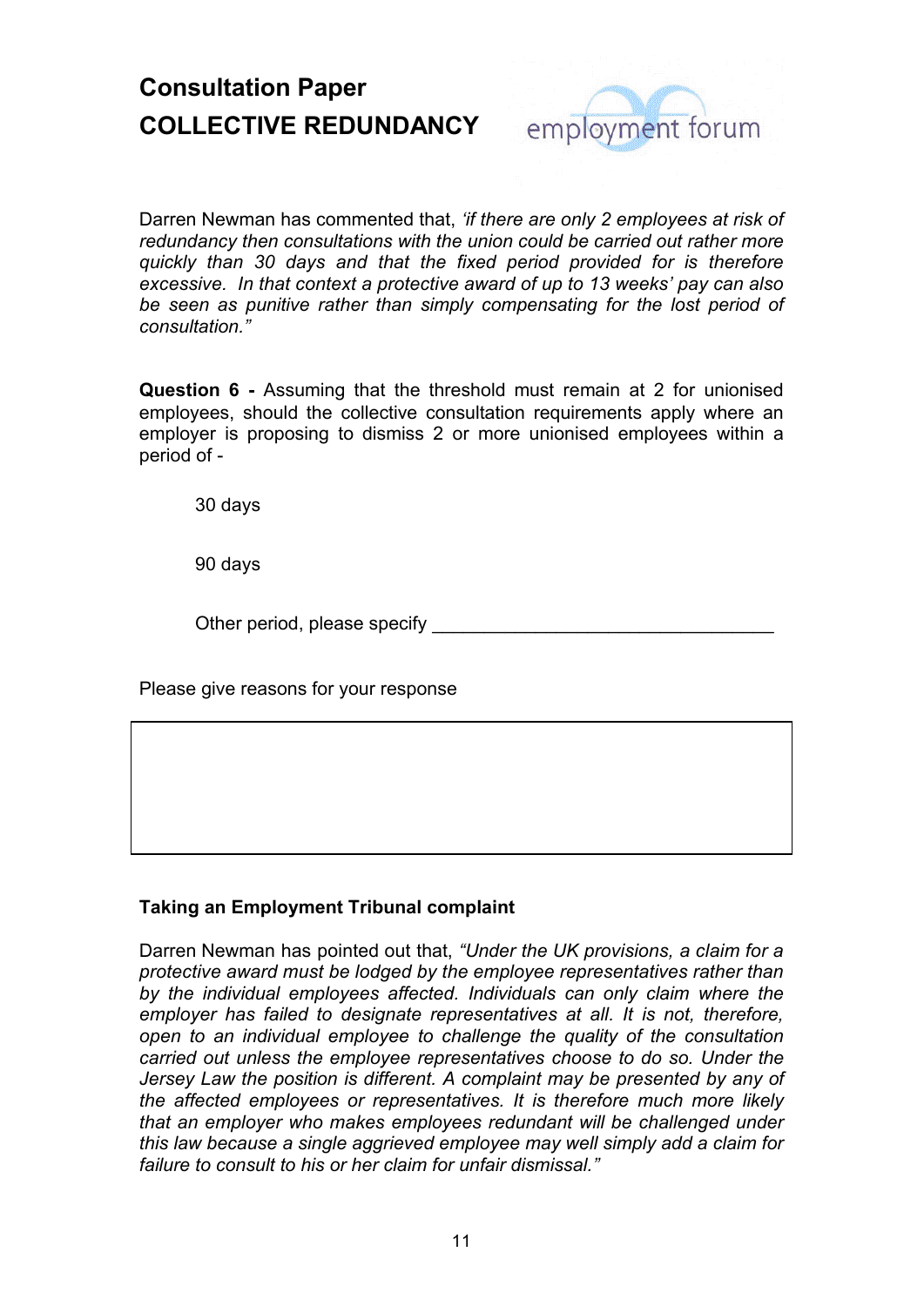Darren Newman has commented that, *'if there are only 2 employees at risk of redundancy then consultations with the union could be carried out rather more quickly than 30 days and that the fixed period provided for is therefore excessive. In that context a protective award of up to 13 weeks' pay can also be seen as punitive rather than simply compensating for the lost period of consultation."*

**Question 6 -** Assuming that the threshold must remain at 2 for unionised employees, should the collective consultation requirements apply where an employer is proposing to dismiss 2 or more unionised employees within a period of -

30 days

90 days

Other period, please specify ________________________________

Please give reasons for your response

| |
|---|
| |

**Taking an Employment Tribunal complaint**

Darren Newman has pointed out that, *"Under the UK provisions, a claim for a protective award must be lodged by the employee representatives rather than by the individual employees affected. Individuals can only claim where the employer has failed to designate representatives at all. It is not, therefore, open to an individual employee to challenge the quality of the consultation carried out unless the employee representatives choose to do so. Under the Jersey Law the position is different. A complaint may be presented by any of the affected employees or representatives. It is therefore much more likely that an employer who makes employees redundant will be challenged under this law because a single aggrieved employee may well simply add a claim for failure to consult to his or her claim for unfair dismissal."*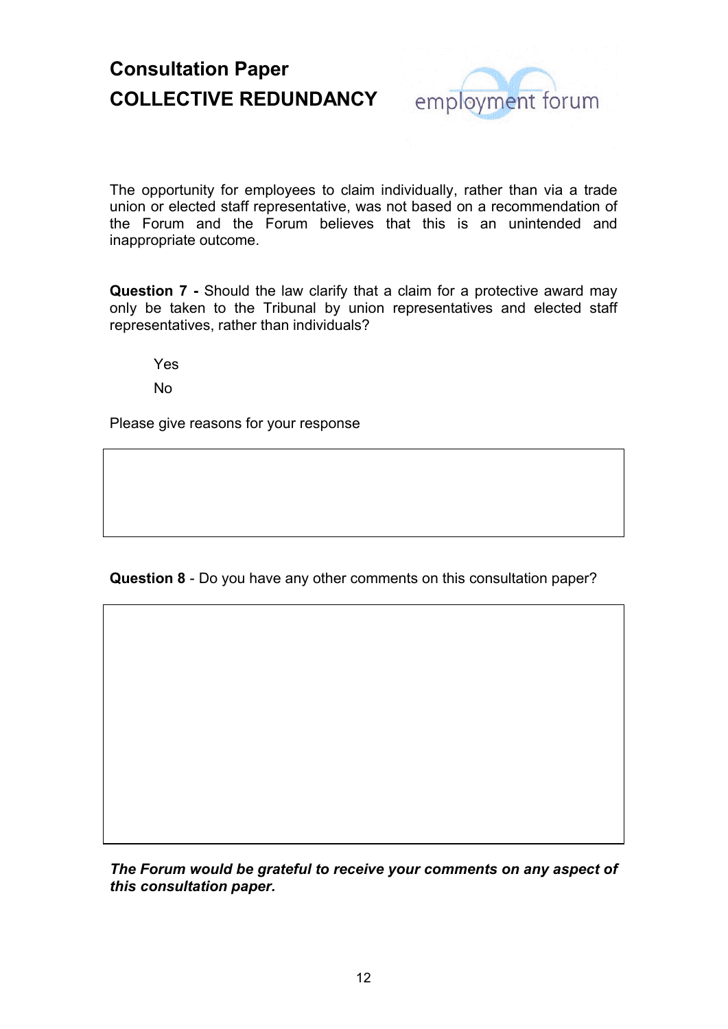The opportunity for employees to claim individually, rather than via a trade union or elected staff representative, was not based on a recommendation of the Forum and the Forum believes that this is an unintended and inappropriate outcome.

**Question 7 -** Should the law clarify that a claim for a protective award may only be taken to the Tribunal by union representatives and elected staff representatives, rather than individuals?

Yes

No

Please give reasons for your response

**Question 8** - Do you have any other comments on this consultation paper?

***The Forum would be grateful to receive your comments on any aspect of this consultation paper.***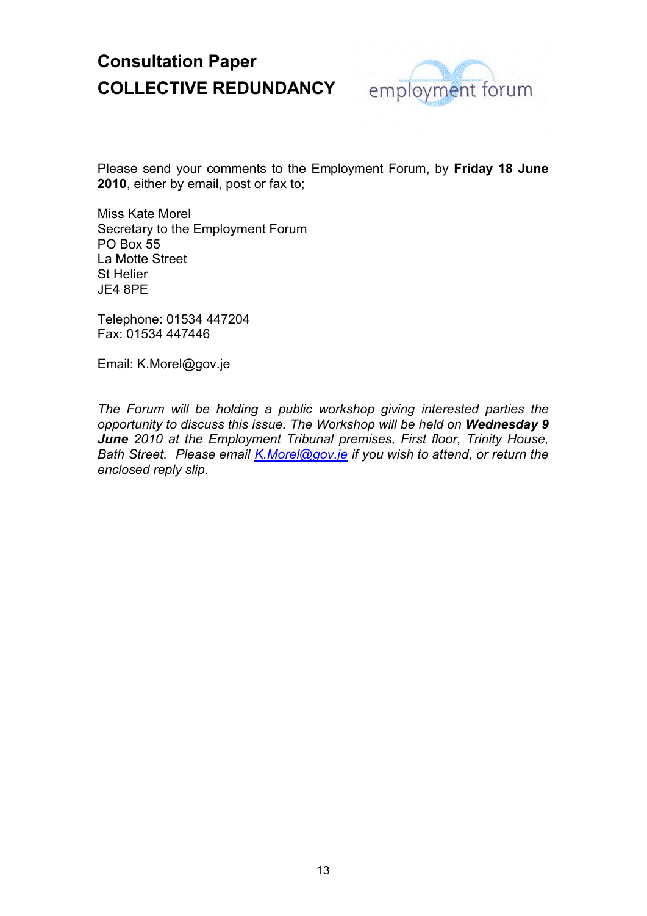# Consultation Paper

# COLLECTIVE REDUNDANCY

employment forum

Please send your comments to the Employment Forum, by **Friday 18 June 2010**, either by email, post or fax to;

Miss Kate Morel
Secretary to the Employment Forum
PO Box 55
La Motte Street
St Helier
JE4 8PE

Telephone: 01534 447204
Fax: 01534 447446

Email: K.Morel@gov.je

*The Forum will be holding a public workshop giving interested parties the opportunity to discuss this issue. The Workshop will be held on **Wednesday 9 June** 2010 at the Employment Tribunal premises, First floor, Trinity House, Bath Street. Please email K.Morel@gov.je if you wish to attend, or return the enclosed reply slip.*